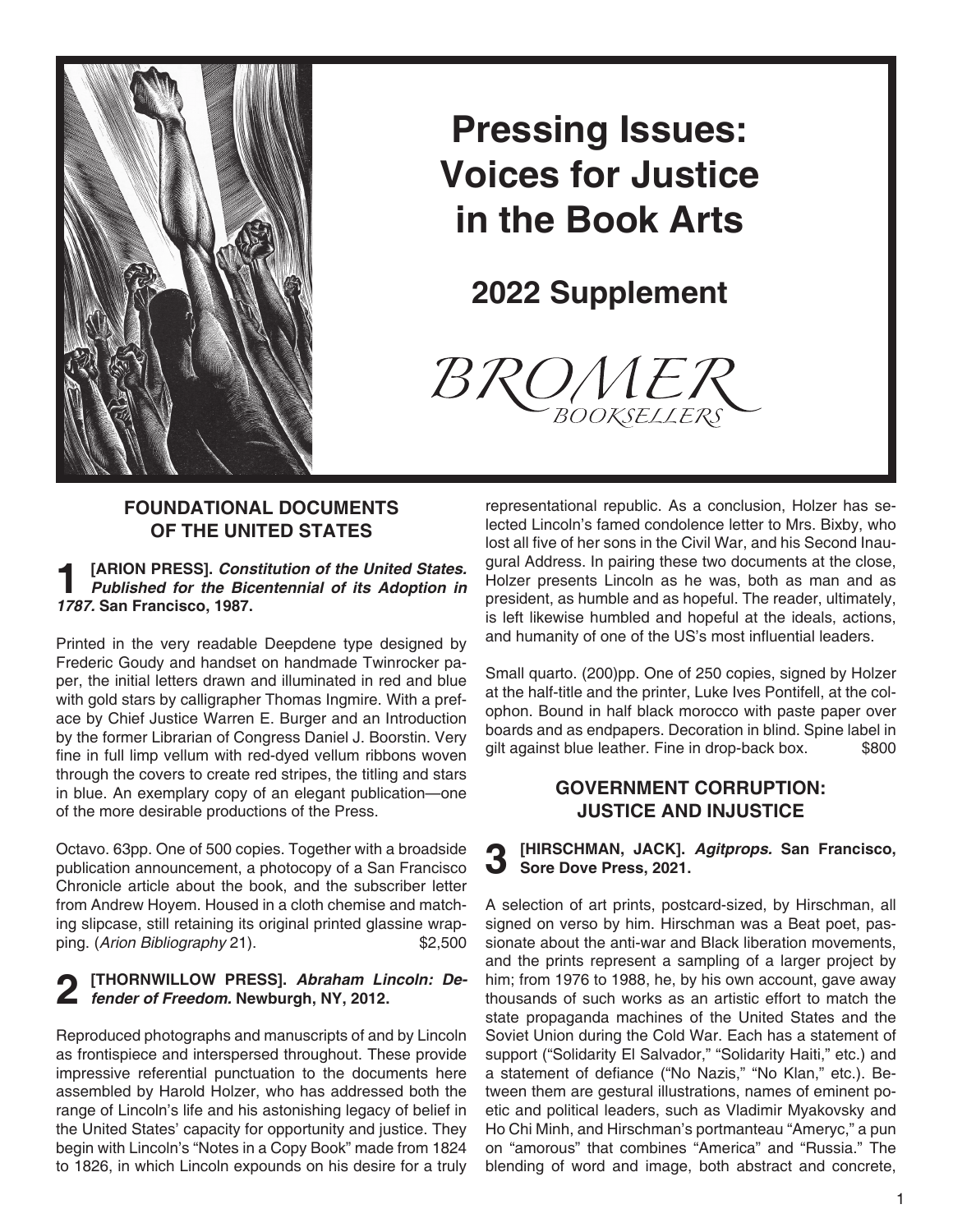# Pressing Issues: Voices for Justice in the Book Arts

## 2022 Supplement

BROMER BOOKSELLERS

## FOUNDATIONAL DOCUMENTS OF THE UNITED STATES

**1 [ARION PRESS].** ***Constitution of the United States. Published for the Bicentennial of its Adoption in 1787.*** **San Francisco, 1987.**

Printed in the very readable Deepdene type designed by Frederic Goudy and handset on handmade Twinrocker paper, the initial letters drawn and illuminated in red and blue with gold stars by calligrapher Thomas Ingmire. With a preface by Chief Justice Warren E. Burger and an Introduction by the former Librarian of Congress Daniel J. Boorstin. Very fine in full limp vellum with red-dyed vellum ribbons woven through the covers to create red stripes, the titling and stars in blue. An exemplary copy of an elegant publication—one of the more desirable productions of the Press.

Octavo. 63pp. One of 500 copies. Together with a broadside publication announcement, a photocopy of a San Francisco Chronicle article about the book, and the subscriber letter from Andrew Hoyem. Housed in a cloth chemise and matching slipcase, still retaining its original printed glassine wrapping. (*Arion Bibliography* 21). $2,500

**2 [THORNWILLOW PRESS].** ***Abraham Lincoln: Defender of Freedom.*** **Newburgh, NY, 2012.**

Reproduced photographs and manuscripts of and by Lincoln as frontispiece and interspersed throughout. These provide impressive referential punctuation to the documents here assembled by Harold Holzer, who has addressed both the range of Lincoln's life and his astonishing legacy of belief in the United States' capacity for opportunity and justice. They begin with Lincoln's "Notes in a Copy Book" made from 1824 to 1826, in which Lincoln expounds on his desire for a truly representational republic. As a conclusion, Holzer has selected Lincoln's famed condolence letter to Mrs. Bixby, who lost all five of her sons in the Civil War, and his Second Inaugural Address. In pairing these two documents at the close, Holzer presents Lincoln as he was, both as man and as president, as humble and as hopeful. The reader, ultimately, is left likewise humbled and hopeful at the ideals, actions, and humanity of one of the US's most influential leaders.

Small quarto. (200)pp. One of 250 copies, signed by Holzer at the half-title and the printer, Luke Ives Pontifell, at the colophon. Bound in half black morocco with paste paper over boards and as endpapers. Decoration in blind. Spine label in gilt against blue leather. Fine in drop-back box. $800

## GOVERNMENT CORRUPTION: JUSTICE AND INJUSTICE

**3 [HIRSCHMAN, JACK].** ***Agitprops.*** **San Francisco, Sore Dove Press, 2021.**

A selection of art prints, postcard-sized, by Hirschman, all signed on verso by him. Hirschman was a Beat poet, passionate about the anti-war and Black liberation movements, and the prints represent a sampling of a larger project by him; from 1976 to 1988, he, by his own account, gave away thousands of such works as an artistic effort to match the state propaganda machines of the United States and the Soviet Union during the Cold War. Each has a statement of support ("Solidarity El Salvador," "Solidarity Haiti," etc.) and a statement of defiance ("No Nazis," "No Klan," etc.). Between them are gestural illustrations, names of eminent poetic and political leaders, such as Vladimir Myakovsky and Ho Chi Minh, and Hirschman's portmanteau "Ameryc," a pun on "amorous" that combines "America" and "Russia." The blending of word and image, both abstract and concrete,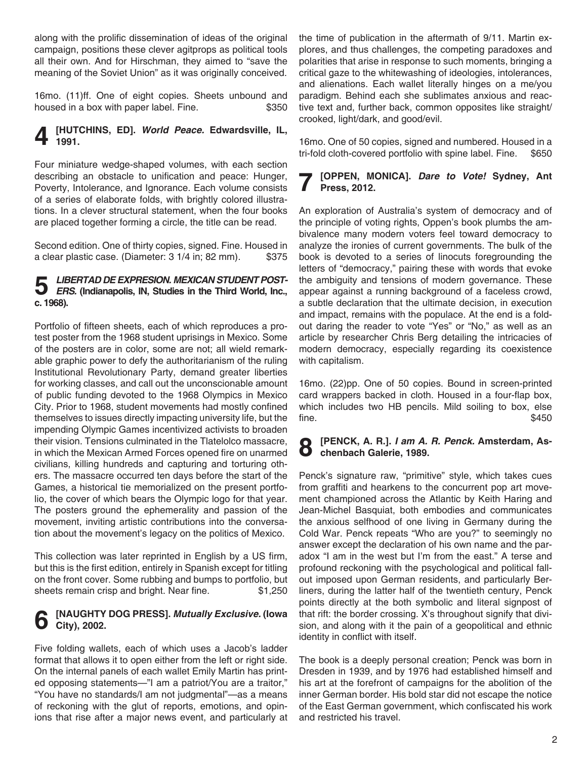along with the prolific dissemination of ideas of the original campaign, positions these clever agitprops as political tools all their own. And for Hirschman, they aimed to "save the meaning of the Soviet Union" as it was originally conceived.

16mo. (11)ff. One of eight copies. Sheets unbound and housed in a box with paper label. Fine. $350

## 4 [HUTCHINS, ED]. *World Peace.* Edwardsville, IL, 1991.

Four miniature wedge-shaped volumes, with each section describing an obstacle to unification and peace: Hunger, Poverty, Intolerance, and Ignorance. Each volume consists of a series of elaborate folds, with brightly colored illustrations. In a clever structural statement, when the four books are placed together forming a circle, the title can be read.

Second edition. One of thirty copies, signed. Fine. Housed in a clear plastic case. (Diameter: 3 1/4 in; 82 mm). $375

## 5 *LIBERTAD DE EXPRESION. MEXICAN STUDENT POSTERS.* (Indianapolis, IN, Studies in the Third World, Inc., c. 1968).

Portfolio of fifteen sheets, each of which reproduces a protest poster from the 1968 student uprisings in Mexico. Some of the posters are in color, some are not; all wield remarkable graphic power to defy the authoritarianism of the ruling Institutional Revolutionary Party, demand greater liberties for working classes, and call out the unconscionable amount of public funding devoted to the 1968 Olympics in Mexico City. Prior to 1968, student movements had mostly confined themselves to issues directly impacting university life, but the impending Olympic Games incentivized activists to broaden their vision. Tensions culminated in the Tlatelolco massacre, in which the Mexican Armed Forces opened fire on unarmed civilians, killing hundreds and capturing and torturing others. The massacre occurred ten days before the start of the Games, a historical tie memorialized on the present portfolio, the cover of which bears the Olympic logo for that year. The posters ground the ephemerality and passion of the movement, inviting artistic contributions into the conversation about the movement's legacy on the politics of Mexico.

This collection was later reprinted in English by a US firm, but this is the first edition, entirely in Spanish except for titling on the front cover. Some rubbing and bumps to portfolio, but sheets remain crisp and bright. Near fine. $1,250

## 6 [NAUGHTY DOG PRESS]. *Mutually Exclusive.* (Iowa City), 2002.

Five folding wallets, each of which uses a Jacob's ladder format that allows it to open either from the left or right side. On the internal panels of each wallet Emily Martin has printed opposing statements—"I am a patriot/You are a traitor," "You have no standards/I am not judgmental"—as a means of reckoning with the glut of reports, emotions, and opinions that rise after a major news event, and particularly at the time of publication in the aftermath of 9/11. Martin explores, and thus challenges, the competing paradoxes and polarities that arise in response to such moments, bringing a critical gaze to the whitewashing of ideologies, intolerances, and alienations. Each wallet literally hinges on a me/you paradigm. Behind each she sublimates anxious and reactive text and, further back, common opposites like straight/crooked, light/dark, and good/evil.

16mo. One of 50 copies, signed and numbered. Housed in a tri-fold cloth-covered portfolio with spine label. Fine. $650

## 7 [OPPEN, MONICA]. *Dare to Vote!* Sydney, Ant Press, 2012.

An exploration of Australia's system of democracy and of the principle of voting rights, Oppen's book plumbs the ambivalence many modern voters feel toward democracy to analyze the ironies of current governments. The bulk of the book is devoted to a series of linocuts foregrounding the letters of "democracy," pairing these with words that evoke the ambiguity and tensions of modern governance. These appear against a running background of a faceless crowd, a subtle declaration that the ultimate decision, in execution and impact, remains with the populace. At the end is a foldout daring the reader to vote "Yes" or "No," as well as an article by researcher Chris Berg detailing the intricacies of modern democracy, especially regarding its coexistence with capitalism.

16mo. (22)pp. One of 50 copies. Bound in screen-printed card wrappers backed in cloth. Housed in a four-flap box, which includes two HB pencils. Mild soiling to box, else fine. $450

## 8 [PENCK, A. R.]. *I am A. R. Penck.* Amsterdam, Aschenbach Galerie, 1989.

Penck's signature raw, "primitive" style, which takes cues from graffiti and hearkens to the concurrent pop art movement championed across the Atlantic by Keith Haring and Jean-Michel Basquiat, both embodies and communicates the anxious selfhood of one living in Germany during the Cold War. Penck repeats "Who are you?" to seemingly no answer except the declaration of his own name and the paradox "I am in the west but I'm from the east." A terse and profound reckoning with the psychological and political fallout imposed upon German residents, and particularly Berliners, during the latter half of the twentieth century, Penck points directly at the both symbolic and literal signpost of that rift: the border crossing. X's throughout signify that division, and along with it the pain of a geopolitical and ethnic identity in conflict with itself.

The book is a deeply personal creation; Penck was born in Dresden in 1939, and by 1976 had established himself and his art at the forefront of campaigns for the abolition of the inner German border. His bold star did not escape the notice of the East German government, which confiscated his work and restricted his travel.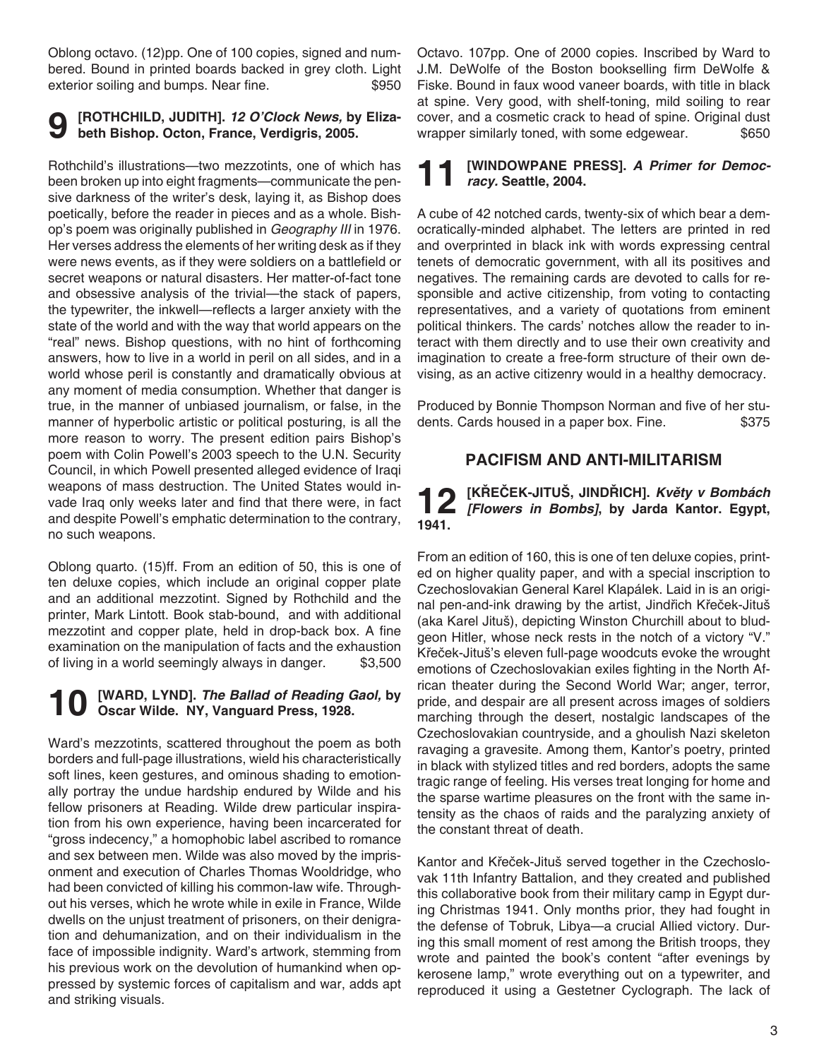Oblong octavo. (12)pp. One of 100 copies, signed and numbered. Bound in printed boards backed in grey cloth. Light exterior soiling and bumps. Near fine. $950

## 9 [ROTHCHILD, JUDITH]. *12 O'Clock News,* by Elizabeth Bishop. Octon, France, Verdigris, 2005.

Rothchild's illustrations—two mezzotints, one of which has been broken up into eight fragments—communicate the pensive darkness of the writer's desk, laying it, as Bishop does poetically, before the reader in pieces and as a whole. Bishop's poem was originally published in *Geography III* in 1976. Her verses address the elements of her writing desk as if they were news events, as if they were soldiers on a battlefield or secret weapons or natural disasters. Her matter-of-fact tone and obsessive analysis of the trivial—the stack of papers, the typewriter, the inkwell—reflects a larger anxiety with the state of the world and with the way that world appears on the "real" news. Bishop questions, with no hint of forthcoming answers, how to live in a world in peril on all sides, and in a world whose peril is constantly and dramatically obvious at any moment of media consumption. Whether that danger is true, in the manner of unbiased journalism, or false, in the manner of hyperbolic artistic or political posturing, is all the more reason to worry. The present edition pairs Bishop's poem with Colin Powell's 2003 speech to the U.N. Security Council, in which Powell presented alleged evidence of Iraqi weapons of mass destruction. The United States would invade Iraq only weeks later and find that there were, in fact and despite Powell's emphatic determination to the contrary, no such weapons.

Oblong quarto. (15)ff. From an edition of 50, this is one of ten deluxe copies, which include an original copper plate and an additional mezzotint. Signed by Rothchild and the printer, Mark Lintott. Book stab-bound, and with additional mezzotint and copper plate, held in drop-back box. A fine examination on the manipulation of facts and the exhaustion of living in a world seemingly always in danger. $3,500

## 10 [WARD, LYND]. *The Ballad of Reading Gaol,* by Oscar Wilde. NY, Vanguard Press, 1928.

Ward's mezzotints, scattered throughout the poem as both borders and full-page illustrations, wield his characteristically soft lines, keen gestures, and ominous shading to emotionally portray the undue hardship endured by Wilde and his fellow prisoners at Reading. Wilde drew particular inspiration from his own experience, having been incarcerated for "gross indecency," a homophobic label ascribed to romance and sex between men. Wilde was also moved by the imprisonment and execution of Charles Thomas Wooldridge, who had been convicted of killing his common-law wife. Throughout his verses, which he wrote while in exile in France, Wilde dwells on the unjust treatment of prisoners, on their denigration and dehumanization, and on their individualism in the face of impossible indignity. Ward's artwork, stemming from his previous work on the devolution of humankind when oppressed by systemic forces of capitalism and war, adds apt and striking visuals.

Octavo. 107pp. One of 2000 copies. Inscribed by Ward to J.M. DeWolfe of the Boston bookselling firm DeWolfe & Fiske. Bound in faux wood vaneer boards, with title in black at spine. Very good, with shelf-toning, mild soiling to rear cover, and a cosmetic crack to head of spine. Original dust wrapper similarly toned, with some edgewear. $650

## 11 [WINDOWPANE PRESS]. *A Primer for Democracy.* Seattle, 2004.

A cube of 42 notched cards, twenty-six of which bear a democratically-minded alphabet. The letters are printed in red and overprinted in black ink with words expressing central tenets of democratic government, with all its positives and negatives. The remaining cards are devoted to calls for responsible and active citizenship, from voting to contacting representatives, and a variety of quotations from eminent political thinkers. The cards' notches allow the reader to interact with them directly and to use their own creativity and imagination to create a free-form structure of their own devising, as an active citizenry would in a healthy democracy.

Produced by Bonnie Thompson Norman and five of her students. Cards housed in a paper box. Fine. $375

# PACIFISM AND ANTI-MILITARISM

## 12 [KŘEČEK-JITUŠ, JINDŘICH]. *Květy v Bombách [Flowers in Bombs]*, by Jarda Kantor. Egypt, 1941.

From an edition of 160, this is one of ten deluxe copies, printed on higher quality paper, and with a special inscription to Czechoslovakian General Karel Klapálek. Laid in is an original pen-and-ink drawing by the artist, Jindřich Křeček-Jituš (aka Karel Jituš), depicting Winston Churchill about to bludgeon Hitler, whose neck rests in the notch of a victory "V." Křeček-Jituš's eleven full-page woodcuts evoke the wrought emotions of Czechoslovakian exiles fighting in the North African theater during the Second World War; anger, terror, pride, and despair are all present across images of soldiers marching through the desert, nostalgic landscapes of the Czechoslovakian countryside, and a ghoulish Nazi skeleton ravaging a gravesite. Among them, Kantor's poetry, printed in black with stylized titles and red borders, adopts the same tragic range of feeling. His verses treat longing for home and the sparse wartime pleasures on the front with the same intensity as the chaos of raids and the paralyzing anxiety of the constant threat of death.

Kantor and Křeček-Jituš served together in the Czechoslovak 11th Infantry Battalion, and they created and published this collaborative book from their military camp in Egypt during Christmas 1941. Only months prior, they had fought in the defense of Tobruk, Libya—a crucial Allied victory. During this small moment of rest among the British troops, they wrote and painted the book's content "after evenings by kerosene lamp," wrote everything out on a typewriter, and reproduced it using a Gestetner Cyclograph. The lack of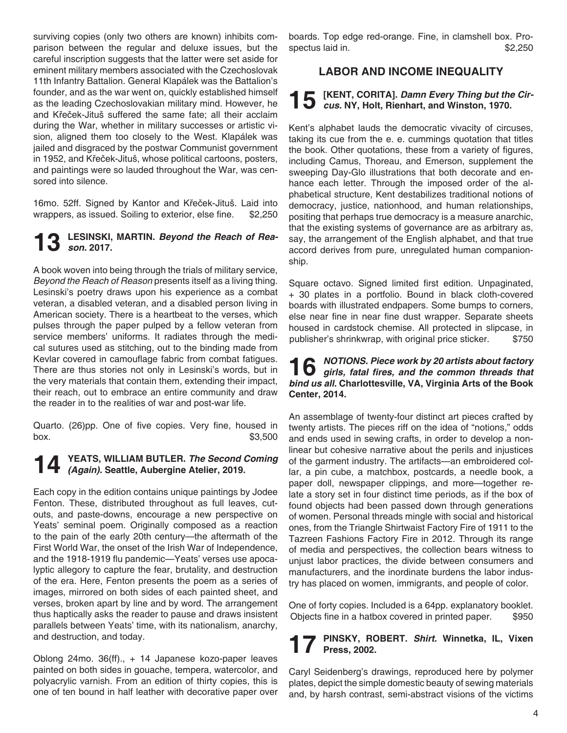surviving copies (only two others are known) inhibits comparison between the regular and deluxe issues, but the careful inscription suggests that the latter were set aside for eminent military members associated with the Czechoslovak 11th Infantry Battalion. General Klapálek was the Battalion's founder, and as the war went on, quickly established himself as the leading Czechoslovakian military mind. However, he and Křeček-Jituš suffered the same fate; all their acclaim during the War, whether in military successes or artistic vision, aligned them too closely to the West. Klapálek was jailed and disgraced by the postwar Communist government in 1952, and Křeček-Jituš, whose political cartoons, posters, and paintings were so lauded throughout the War, was censored into silence.

16mo. 52ff. Signed by Kantor and Křeček-Jituš. Laid into wrappers, as issued. Soiling to exterior, else fine. $2,250

**13 LESINSKI, MARTIN. *Beyond the Reach of Reason.* 2017.**

A book woven into being through the trials of military service, *Beyond the Reach of Reason* presents itself as a living thing. Lesinski's poetry draws upon his experience as a combat veteran, a disabled veteran, and a disabled person living in American society. There is a heartbeat to the verses, which pulses through the paper pulped by a fellow veteran from service members' uniforms. It radiates through the medical sutures used as stitching, out to the binding made from Kevlar covered in camouflage fabric from combat fatigues. There are thus stories not only in Lesinski's words, but in the very materials that contain them, extending their impact, their reach, out to embrace an entire community and draw the reader in to the realities of war and post-war life.

Quarto. (26)pp. One of five copies. Very fine, housed in box. $3,500

**14 YEATS, WILLIAM BUTLER. *The Second Coming (Again).* Seattle, Aubergine Atelier, 2019.**

Each copy in the edition contains unique paintings by Jodee Fenton. These, distributed throughout as full leaves, cut-outs, and paste-downs, encourage a new perspective on Yeats' seminal poem. Originally composed as a reaction to the pain of the early 20th century—the aftermath of the First World War, the onset of the Irish War of Independence, and the 1918-1919 flu pandemic—Yeats' verses use apocalyptic allegory to capture the fear, brutality, and destruction of the era. Here, Fenton presents the poem as a series of images, mirrored on both sides of each painted sheet, and verses, broken apart by line and by word. The arrangement thus haptically asks the reader to pause and draws insistent parallels between Yeats' time, with its nationalism, anarchy, and destruction, and today.

Oblong 24mo. 36(ff)., + 14 Japanese kozo-paper leaves painted on both sides in gouache, tempera, watercolor, and polyacrylic varnish. From an edition of thirty copies, this is one of ten bound in half leather with decorative paper over boards. Top edge red-orange. Fine, in clamshell box. Prospectus laid in. $2,250

## LABOR AND INCOME INEQUALITY

**15 [KENT, CORITA]. *Damn Every Thing but the Circus.* NY, Holt, Rienhart, and Winston, 1970.**

Kent's alphabet lauds the democratic vivacity of circuses, taking its cue from the e. e. cummings quotation that titles the book. Other quotations, these from a variety of figures, including Camus, Thoreau, and Emerson, supplement the sweeping Day-Glo illustrations that both decorate and enhance each letter. Through the imposed order of the alphabetical structure, Kent destabilizes traditional notions of democracy, justice, nationhood, and human relationships, positing that perhaps true democracy is a measure anarchic, that the existing systems of governance are as arbitrary as, say, the arrangement of the English alphabet, and that true accord derives from pure, unregulated human companionship.

Square octavo. Signed limited first edition. Unpaginated, + 30 plates in a portfolio. Bound in black cloth-covered boards with illustrated endpapers. Some bumps to corners, else near fine in near fine dust wrapper. Separate sheets housed in cardstock chemise. All protected in slipcase, in publisher's shrinkwrap, with original price sticker. $750

**16 *NOTIONS. Piece work by 20 artists about factory girls, fatal fires, and the common threads that bind us all.* Charlottesville, VA, Virginia Arts of the Book Center, 2014.**

An assemblage of twenty-four distinct art pieces crafted by twenty artists. The pieces riff on the idea of "notions," odds and ends used in sewing crafts, in order to develop a non-linear but cohesive narrative about the perils and injustices of the garment industry. The artifacts—an embroidered collar, a pin cube, a matchbox, postcards, a needle book, a paper doll, newspaper clippings, and more—together relate a story set in four distinct time periods, as if the box of found objects had been passed down through generations of women. Personal threads mingle with social and historical ones, from the Triangle Shirtwaist Factory Fire of 1911 to the Tazreen Fashions Factory Fire in 2012. Through its range of media and perspectives, the collection bears witness to unjust labor practices, the divide between consumers and manufacturers, and the inordinate burdens the labor industry has placed on women, immigrants, and people of color.

One of forty copies. Included is a 64pp. explanatory booklet. Objects fine in a hatbox covered in printed paper. $950

**17 PINSKY, ROBERT. *Shirt.* Winnetka, IL, Vixen Press, 2002.**

Caryl Seidenberg's drawings, reproduced here by polymer plates, depict the simple domestic beauty of sewing materials and, by harsh contrast, semi-abstract visions of the victims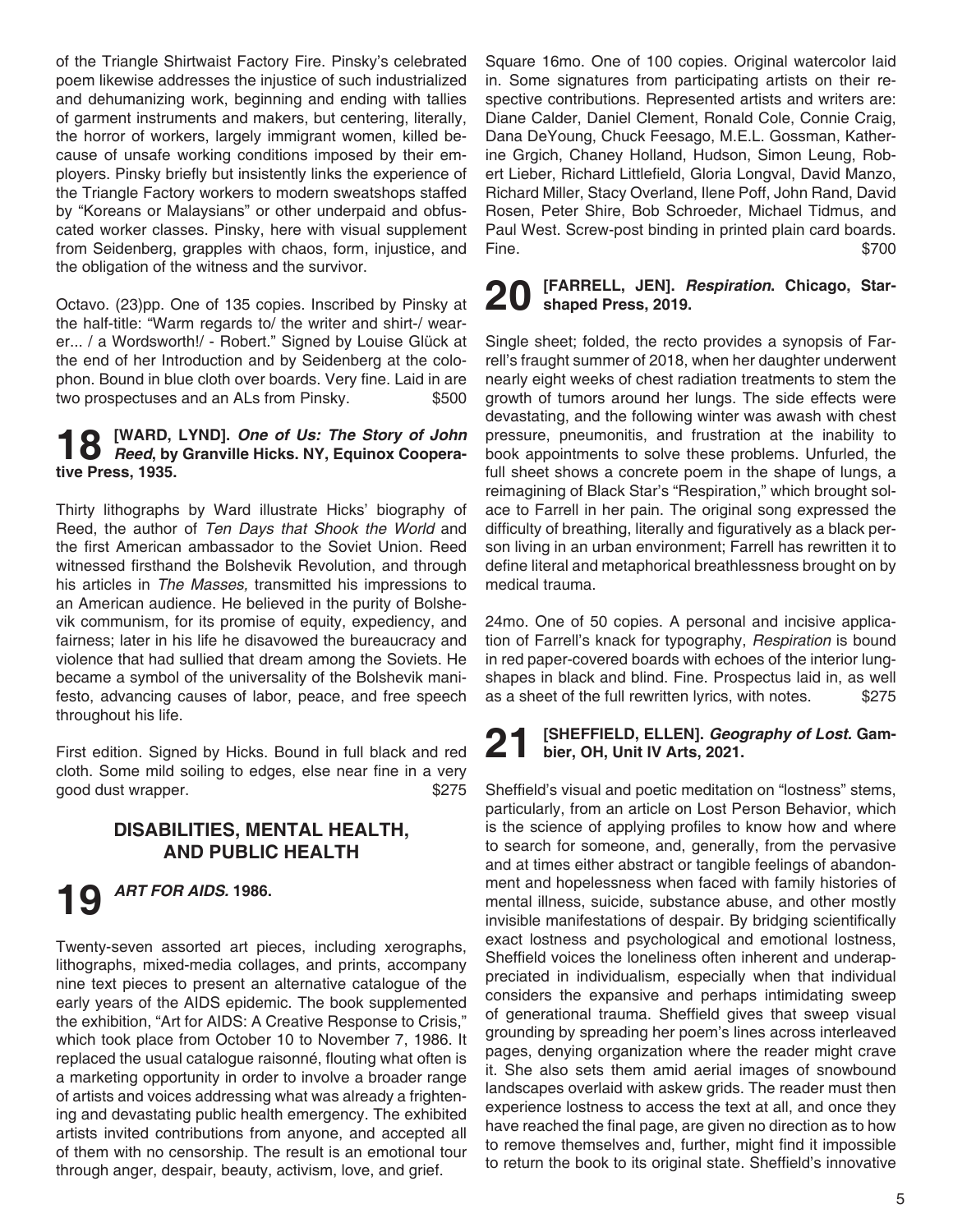of the Triangle Shirtwaist Factory Fire. Pinsky's celebrated poem likewise addresses the injustice of such industrialized and dehumanizing work, beginning and ending with tallies of garment instruments and makers, but centering, literally, the horror of workers, largely immigrant women, killed because of unsafe working conditions imposed by their employers. Pinsky briefly but insistently links the experience of the Triangle Factory workers to modern sweatshops staffed by "Koreans or Malaysians" or other underpaid and obfuscated worker classes. Pinsky, here with visual supplement from Seidenberg, grapples with chaos, form, injustice, and the obligation of the witness and the survivor.

Octavo. (23)pp. One of 135 copies. Inscribed by Pinsky at the half-title: "Warm regards to/ the writer and shirt-/ wearer... / a Wordsworth!/ - Robert." Signed by Louise Glück at the end of her Introduction and by Seidenberg at the colophon. Bound in blue cloth over boards. Very fine. Laid in are two prospectuses and an ALs from Pinsky. $500

## 18 [WARD, LYND]. *One of Us: The Story of John Reed*, by Granville Hicks. NY, Equinox Cooperative Press, 1935.

Thirty lithographs by Ward illustrate Hicks' biography of Reed, the author of *Ten Days that Shook the World* and the first American ambassador to the Soviet Union. Reed witnessed firsthand the Bolshevik Revolution, and through his articles in *The Masses,* transmitted his impressions to an American audience. He believed in the purity of Bolshevik communism, for its promise of equity, expediency, and fairness; later in his life he disavowed the bureaucracy and violence that had sullied that dream among the Soviets. He became a symbol of the universality of the Bolshevik manifesto, advancing causes of labor, peace, and free speech throughout his life.

First edition. Signed by Hicks. Bound in full black and red cloth. Some mild soiling to edges, else near fine in a very good dust wrapper. $275

# DISABILITIES, MENTAL HEALTH, AND PUBLIC HEALTH

## 19 *ART FOR AIDS.* 1986.

Twenty-seven assorted art pieces, including xerographs, lithographs, mixed-media collages, and prints, accompany nine text pieces to present an alternative catalogue of the early years of the AIDS epidemic. The book supplemented the exhibition, "Art for AIDS: A Creative Response to Crisis," which took place from October 10 to November 7, 1986. It replaced the usual catalogue raisonné, flouting what often is a marketing opportunity in order to involve a broader range of artists and voices addressing what was already a frightening and devastating public health emergency. The exhibited artists invited contributions from anyone, and accepted all of them with no censorship. The result is an emotional tour through anger, despair, beauty, activism, love, and grief.

Square 16mo. One of 100 copies. Original watercolor laid in. Some signatures from participating artists on their respective contributions. Represented artists and writers are: Diane Calder, Daniel Clement, Ronald Cole, Connie Craig, Dana DeYoung, Chuck Feesago, M.E.L. Gossman, Katherine Grgich, Chaney Holland, Hudson, Simon Leung, Robert Lieber, Richard Littlefield, Gloria Longval, David Manzo, Richard Miller, Stacy Overland, Ilene Poff, John Rand, David Rosen, Peter Shire, Bob Schroeder, Michael Tidmus, and Paul West. Screw-post binding in printed plain card boards. Fine. $700

## 20 [FARRELL, JEN]. *Respiration*. Chicago, Starshaped Press, 2019.

Single sheet; folded, the recto provides a synopsis of Farrell's fraught summer of 2018, when her daughter underwent nearly eight weeks of chest radiation treatments to stem the growth of tumors around her lungs. The side effects were devastating, and the following winter was awash with chest pressure, pneumonitis, and frustration at the inability to book appointments to solve these problems. Unfurled, the full sheet shows a concrete poem in the shape of lungs, a reimagining of Black Star's "Respiration," which brought solace to Farrell in her pain. The original song expressed the difficulty of breathing, literally and figuratively as a black person living in an urban environment; Farrell has rewritten it to define literal and metaphorical breathlessness brought on by medical trauma.

24mo. One of 50 copies. A personal and incisive application of Farrell's knack for typography, *Respiration* is bound in red paper-covered boards with echoes of the interior lung-shapes in black and blind. Fine. Prospectus laid in, as well as a sheet of the full rewritten lyrics, with notes. $275

## 21 [SHEFFIELD, ELLEN]. *Geography of Lost.* Gambier, OH, Unit IV Arts, 2021.

Sheffield's visual and poetic meditation on "lostness" stems, particularly, from an article on Lost Person Behavior, which is the science of applying profiles to know how and where to search for someone, and, generally, from the pervasive and at times either abstract or tangible feelings of abandonment and hopelessness when faced with family histories of mental illness, suicide, substance abuse, and other mostly invisible manifestations of despair. By bridging scientifically exact lostness and psychological and emotional lostness, Sheffield voices the loneliness often inherent and underappreciated in individualism, especially when that individual considers the expansive and perhaps intimidating sweep of generational trauma. Sheffield gives that sweep visual grounding by spreading her poem's lines across interleaved pages, denying organization where the reader might crave it. She also sets them amid aerial images of snowbound landscapes overlaid with askew grids. The reader must then experience lostness to access the text at all, and once they have reached the final page, are given no direction as to how to remove themselves and, further, might find it impossible to return the book to its original state. Sheffield's innovative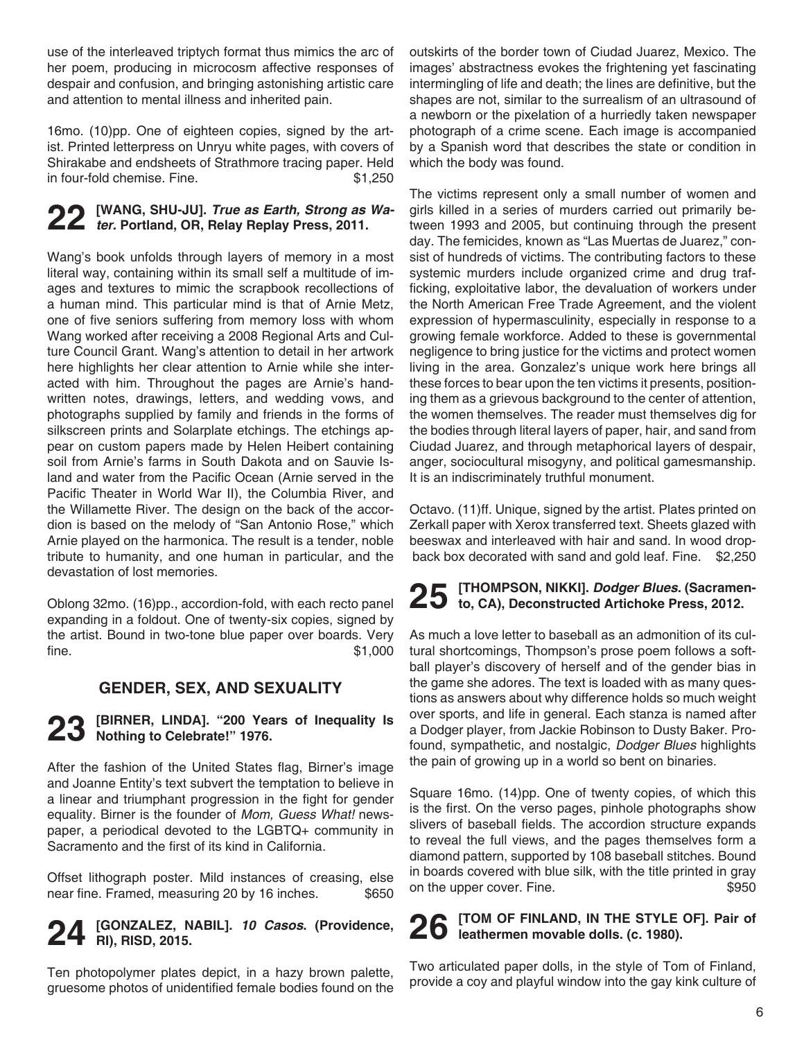use of the interleaved triptych format thus mimics the arc of her poem, producing in microcosm affective responses of despair and confusion, and bringing astonishing artistic care and attention to mental illness and inherited pain.

16mo. (10)pp. One of eighteen copies, signed by the artist. Printed letterpress on Unryu white pages, with covers of Shirakabe and endsheets of Strathmore tracing paper. Held in four-fold chemise. Fine. $1,250

## 22 [WANG, SHU-JU]. *True as Earth, Strong as Water.* Portland, OR, Relay Replay Press, 2011.

Wang's book unfolds through layers of memory in a most literal way, containing within its small self a multitude of images and textures to mimic the scrapbook recollections of a human mind. This particular mind is that of Arnie Metz, one of five seniors suffering from memory loss with whom Wang worked after receiving a 2008 Regional Arts and Culture Council Grant. Wang's attention to detail in her artwork here highlights her clear attention to Arnie while she interacted with him. Throughout the pages are Arnie's handwritten notes, drawings, letters, and wedding vows, and photographs supplied by family and friends in the forms of silkscreen prints and Solarplate etchings. The etchings appear on custom papers made by Helen Heibert containing soil from Arnie's farms in South Dakota and on Sauvie Island and water from the Pacific Ocean (Arnie served in the Pacific Theater in World War II), the Columbia River, and the Willamette River. The design on the back of the accordion is based on the melody of "San Antonio Rose," which Arnie played on the harmonica. The result is a tender, noble tribute to humanity, and one human in particular, and the devastation of lost memories.

Oblong 32mo. (16)pp., accordion-fold, with each recto panel expanding in a foldout. One of twenty-six copies, signed by the artist. Bound in two-tone blue paper over boards. Very fine. $1,000

# GENDER, SEX, AND SEXUALITY

## 23 [BIRNER, LINDA]. "200 Years of Inequality Is Nothing to Celebrate!" 1976.

After the fashion of the United States flag, Birner's image and Joanne Entity's text subvert the temptation to believe in a linear and triumphant progression in the fight for gender equality. Birner is the founder of *Mom, Guess What!* newspaper, a periodical devoted to the LGBTQ+ community in Sacramento and the first of its kind in California.

Offset lithograph poster. Mild instances of creasing, else near fine. Framed, measuring 20 by 16 inches. $650

## 24 [GONZALEZ, NABIL]. *10 Casos.* (Providence, RI), RISD, 2015.

Ten photopolymer plates depict, in a hazy brown palette, gruesome photos of unidentified female bodies found on the outskirts of the border town of Ciudad Juarez, Mexico. The images' abstractness evokes the frightening yet fascinating intermingling of life and death; the lines are definitive, but the shapes are not, similar to the surrealism of an ultrasound of a newborn or the pixelation of a hurriedly taken newspaper photograph of a crime scene. Each image is accompanied by a Spanish word that describes the state or condition in which the body was found.

The victims represent only a small number of women and girls killed in a series of murders carried out primarily between 1993 and 2005, but continuing through the present day. The femicides, known as "Las Muertas de Juarez," consist of hundreds of victims. The contributing factors to these systemic murders include organized crime and drug trafficking, exploitative labor, the devaluation of workers under the North American Free Trade Agreement, and the violent expression of hypermasculinity, especially in response to a growing female workforce. Added to these is governmental negligence to bring justice for the victims and protect women living in the area. Gonzalez's unique work here brings all these forces to bear upon the ten victims it presents, positioning them as a grievous background to the center of attention, the women themselves. The reader must themselves dig for the bodies through literal layers of paper, hair, and sand from Ciudad Juarez, and through metaphorical layers of despair, anger, sociocultural misogyny, and political gamesmanship. It is an indiscriminately truthful monument.

Octavo. (11)ff. Unique, signed by the artist. Plates printed on Zerkall paper with Xerox transferred text. Sheets glazed with beeswax and interleaved with hair and sand. In wood drop-back box decorated with sand and gold leaf. Fine. $2,250

## 25 [THOMPSON, NIKKI]. *Dodger Blues.* (Sacramento, CA), Deconstructed Artichoke Press, 2012.

As much a love letter to baseball as an admonition of its cultural shortcomings, Thompson's prose poem follows a softball player's discovery of herself and of the gender bias in the game she adores. The text is loaded with as many questions as answers about why difference holds so much weight over sports, and life in general. Each stanza is named after a Dodger player, from Jackie Robinson to Dusty Baker. Profound, sympathetic, and nostalgic, *Dodger Blues* highlights the pain of growing up in a world so bent on binaries.

Square 16mo. (14)pp. One of twenty copies, of which this is the first. On the verso pages, pinhole photographs show slivers of baseball fields. The accordion structure expands to reveal the full views, and the pages themselves form a diamond pattern, supported by 108 baseball stitches. Bound in boards covered with blue silk, with the title printed in gray on the upper cover. Fine. $950

## 26 [TOM OF FINLAND, IN THE STYLE OF]. Pair of leathermen movable dolls. (c. 1980).

Two articulated paper dolls, in the style of Tom of Finland, provide a coy and playful window into the gay kink culture of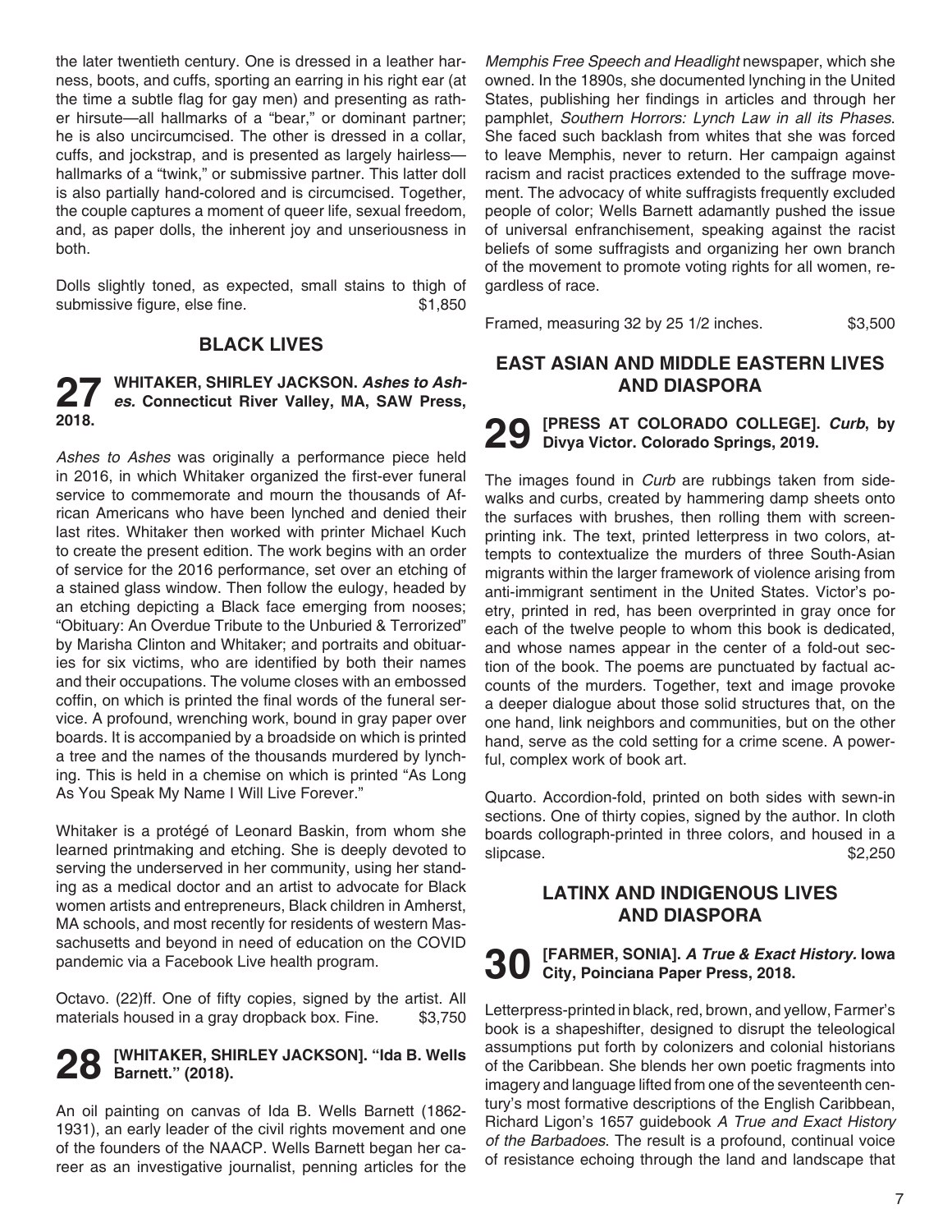the later twentieth century. One is dressed in a leather harness, boots, and cuffs, sporting an earring in his right ear (at the time a subtle flag for gay men) and presenting as rather hirsute—all hallmarks of a "bear," or dominant partner; he is also uncircumcised. The other is dressed in a collar, cuffs, and jockstrap, and is presented as largely hairless—hallmarks of a "twink," or submissive partner. This latter doll is also partially hand-colored and is circumcised. Together, the couple captures a moment of queer life, sexual freedom, and, as paper dolls, the inherent joy and unseriousness in both.

Dolls slightly toned, as expected, small stains to thigh of submissive figure, else fine. $1,850

## BLACK LIVES

### 27 WHITAKER, SHIRLEY JACKSON. *Ashes to Ashes.* Connecticut River Valley, MA, SAW Press, 2018.

*Ashes to Ashes* was originally a performance piece held in 2016, in which Whitaker organized the first-ever funeral service to commemorate and mourn the thousands of African Americans who have been lynched and denied their last rites. Whitaker then worked with printer Michael Kuch to create the present edition. The work begins with an order of service for the 2016 performance, set over an etching of a stained glass window. Then follow the eulogy, headed by an etching depicting a Black face emerging from nooses; "Obituary: An Overdue Tribute to the Unburied & Terrorized" by Marisha Clinton and Whitaker; and portraits and obituaries for six victims, who are identified by both their names and their occupations. The volume closes with an embossed coffin, on which is printed the final words of the funeral service. A profound, wrenching work, bound in gray paper over boards. It is accompanied by a broadside on which is printed a tree and the names of the thousands murdered by lynching. This is held in a chemise on which is printed "As Long As You Speak My Name I Will Live Forever."

Whitaker is a protégé of Leonard Baskin, from whom she learned printmaking and etching. She is deeply devoted to serving the underserved in her community, using her standing as a medical doctor and an artist to advocate for Black women artists and entrepreneurs, Black children in Amherst, MA schools, and most recently for residents of western Massachusetts and beyond in need of education on the COVID pandemic via a Facebook Live health program.

Octavo. (22)ff. One of fifty copies, signed by the artist. All materials housed in a gray dropback box. Fine. $3,750

### 28 [WHITAKER, SHIRLEY JACKSON]. "Ida B. Wells Barnett." (2018).

An oil painting on canvas of Ida B. Wells Barnett (1862-1931), an early leader of the civil rights movement and one of the founders of the NAACP. Wells Barnett began her career as an investigative journalist, penning articles for the *Memphis Free Speech and Headlight* newspaper, which she owned. In the 1890s, she documented lynching in the United States, publishing her findings in articles and through her pamphlet, *Southern Horrors: Lynch Law in all its Phases*. She faced such backlash from whites that she was forced to leave Memphis, never to return. Her campaign against racism and racist practices extended to the suffrage movement. The advocacy of white suffragists frequently excluded people of color; Wells Barnett adamantly pushed the issue of universal enfranchisement, speaking against the racist beliefs of some suffragists and organizing her own branch of the movement to promote voting rights for all women, regardless of race.

Framed, measuring 32 by 25 1/2 inches. $3,500

## EAST ASIAN AND MIDDLE EASTERN LIVES AND DIASPORA

### 29 [PRESS AT COLORADO COLLEGE]. *Curb*, by Divya Victor. Colorado Springs, 2019.

The images found in *Curb* are rubbings taken from sidewalks and curbs, created by hammering damp sheets onto the surfaces with brushes, then rolling them with screen-printing ink. The text, printed letterpress in two colors, attempts to contextualize the murders of three South-Asian migrants within the larger framework of violence arising from anti-immigrant sentiment in the United States. Victor's poetry, printed in red, has been overprinted in gray once for each of the twelve people to whom this book is dedicated, and whose names appear in the center of a fold-out section of the book. The poems are punctuated by factual accounts of the murders. Together, text and image provoke a deeper dialogue about those solid structures that, on the one hand, link neighbors and communities, but on the other hand, serve as the cold setting for a crime scene. A powerful, complex work of book art.

Quarto. Accordion-fold, printed on both sides with sewn-in sections. One of thirty copies, signed by the author. In cloth boards collograph-printed in three colors, and housed in a slipcase. $2,250

## LATINX AND INDIGENOUS LIVES AND DIASPORA

### 30 [FARMER, SONIA]. *A True & Exact History.* Iowa City, Poinciana Paper Press, 2018.

Letterpress-printed in black, red, brown, and yellow, Farmer's book is a shapeshifter, designed to disrupt the teleological assumptions put forth by colonizers and colonial historians of the Caribbean. She blends her own poetic fragments into imagery and language lifted from one of the seventeenth century's most formative descriptions of the English Caribbean, Richard Ligon's 1657 guidebook *A True and Exact History of the Barbadoes*. The result is a profound, continual voice of resistance echoing through the land and landscape that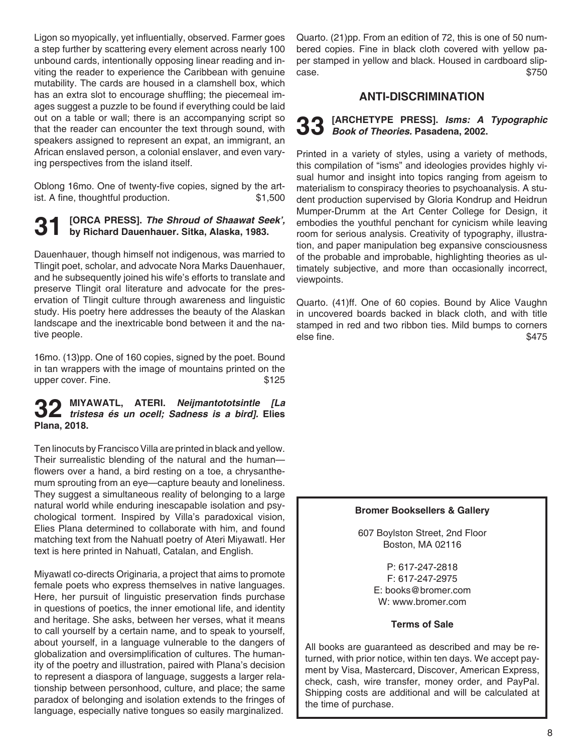Ligon so myopically, yet influentially, observed. Farmer goes a step further by scattering every element across nearly 100 unbound cards, intentionally opposing linear reading and inviting the reader to experience the Caribbean with genuine mutability. The cards are housed in a clamshell box, which has an extra slot to encourage shuffling; the piecemeal images suggest a puzzle to be found if everything could be laid out on a table or wall; there is an accompanying script so that the reader can encounter the text through sound, with speakers assigned to represent an expat, an immigrant, an African enslaved person, a colonial enslaver, and even varying perspectives from the island itself.

Oblong 16mo. One of twenty-five copies, signed by the artist. A fine, thoughtful production. $1,500

**31** **[ORCA PRESS].** ***The Shroud of Shaawat Seek', by Richard Dauenhauer.*** **Sitka, Alaska, 1983.**

Dauenhauer, though himself not indigenous, was married to Tlingit poet, scholar, and advocate Nora Marks Dauenhauer, and he subsequently joined his wife's efforts to translate and preserve Tlingit oral literature and advocate for the preservation of Tlingit culture through awareness and linguistic study. His poetry here addresses the beauty of the Alaskan landscape and the inextricable bond between it and the native people.

16mo. (13)pp. One of 160 copies, signed by the poet. Bound in tan wrappers with the image of mountains printed on the upper cover. Fine. $125

**32** **MIYAWATL, ATERI.** ***Neijmantototsintle [La tristesa és un ocell; Sadness is a bird].*** **Elies Plana, 2018.**

Ten linocuts by Francisco Villa are printed in black and yellow. Their surrealistic blending of the natural and the human—flowers over a hand, a bird resting on a toe, a chrysanthemum sprouting from an eye—capture beauty and loneliness. They suggest a simultaneous reality of belonging to a large natural world while enduring inescapable isolation and psychological torment. Inspired by Villa's paradoxical vision, Elies Plana determined to collaborate with him, and found matching text from the Nahuatl poetry of Ateri Miyawatl. Her text is here printed in Nahuatl, Catalan, and English.

Miyawatl co-directs Originaria, a project that aims to promote female poets who express themselves in native languages. Here, her pursuit of linguistic preservation finds purchase in questions of poetics, the inner emotional life, and identity and heritage. She asks, between her verses, what it means to call yourself by a certain name, and to speak to yourself, about yourself, in a language vulnerable to the dangers of globalization and oversimplification of cultures. The humanity of the poetry and illustration, paired with Plana's decision to represent a diaspora of language, suggests a larger relationship between personhood, culture, and place; the same paradox of belonging and isolation extends to the fringes of language, especially native tongues so easily marginalized.

Quarto. (21)pp. From an edition of 72, this is one of 50 numbered copies. Fine in black cloth covered with yellow paper stamped in yellow and black. Housed in cardboard slipcase. $750

## ANTI-DISCRIMINATION

**33** **[ARCHETYPE PRESS].** ***Isms: A Typographic Book of Theories.*** **Pasadena, 2002.**

Printed in a variety of styles, using a variety of methods, this compilation of "isms" and ideologies provides highly visual humor and insight into topics ranging from ageism to materialism to conspiracy theories to psychoanalysis. A student production supervised by Gloria Kondrup and Heidrun Mumper-Drumm at the Art Center College for Design, it embodies the youthful penchant for cynicism while leaving room for serious analysis. Creativity of typography, illustration, and paper manipulation beg expansive consciousness of the probable and improbable, highlighting theories as ultimately subjective, and more than occasionally incorrect, viewpoints.

Quarto. (41)ff. One of 60 copies. Bound by Alice Vaughn in uncovered boards backed in black cloth, and with title stamped in red and two ribbon ties. Mild bumps to corners else fine. $475

**Bromer Booksellers & Gallery**

607 Boylston Street, 2nd Floor
Boston, MA 02116

P: 617-247-2818
F: 617-247-2975
E: books@bromer.com
W: www.bromer.com

**Terms of Sale**

All books are guaranteed as described and may be returned, with prior notice, within ten days. We accept payment by Visa, Mastercard, Discover, American Express, check, cash, wire transfer, money order, and PayPal. Shipping costs are additional and will be calculated at the time of purchase.